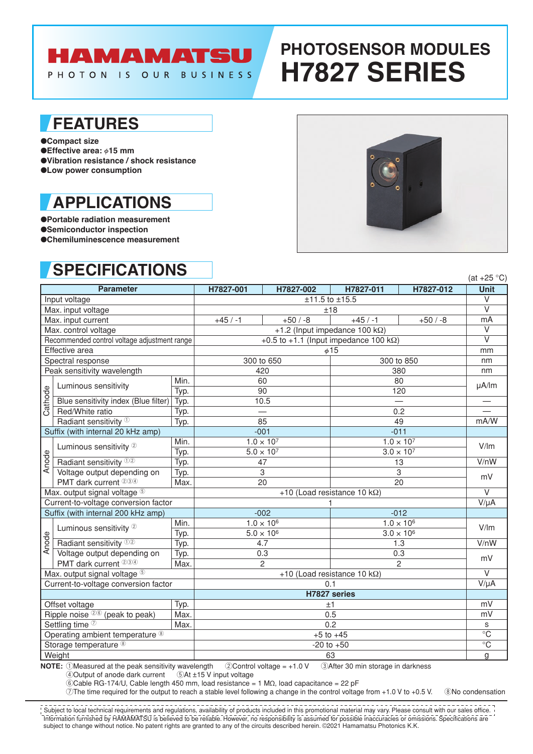# PHOTOSENSOR MODULES H7827 SERIES

## FEATURES

- Compact size
- Effective area: ϕ15 mm
- Vibration resistance / shock resistance
- Low power consumption

## APPLICATIONS

- Portable radiation measurement
- Semiconductor inspection
- Chemiluminescence measurement

## SPECIFICATIONS

(at +25 °C)

| Parameter | | | H7827-001 | H7827-002 | H7827-011 | H7827-012 | Unit |
|---|---|---|---|---|---|---|---|
| Input voltage | | | ±11.5 to ±15.5 | | | | V |
| Max. input voltage | | | ±18 | | | | V |
| Max. input current | | | +45 / -1 | +50 / -8 | +45 / -1 | +50 / -8 | mA |
| Max. control voltage | | | +1.2 (Input impedance 100 kΩ) | | | | V |
| Recommended control voltage adjustment range | | | +0.5 to +1.1 (Input impedance 100 kΩ) | | | | V |
| Effective area | | | ϕ15 | | | | mm |
| Spectral response | | | 300 to 650 | | 300 to 850 | | nm |
| Peak sensitivity wavelength | | | 420 | | 380 | | nm |
| Cathode | Luminous sensitivity | Min. | 60 | | 80 | | μA/lm |
| Cathode | Luminous sensitivity | Typ. | 90 | | 120 | | μA/lm |
| Cathode | Blue sensitivity index (Blue filter) | Typ. | 10.5 | | — | | — |
| Cathode | Red/White ratio | Typ. | — | | 0.2 | | — |
| Cathode | Radiant sensitivity ① | Typ. | 85 | | 49 | | mA/W |
| Suffix (with internal 20 kHz amp) | | | -001 | | -011 | | |
| Anode | Luminous sensitivity ② | Min. | $1.0 \times 10^7$ | | $1.0 \times 10^7$ | | V/lm |
| Anode | Luminous sensitivity ② | Typ. | $5.0 \times 10^7$ | | $3.0 \times 10^7$ | | V/lm |
| Anode | Radiant sensitivity ①② | Typ. | 47 | | 13 | | V/nW |
| Anode | Voltage output depending on PMT dark current ②③④ | Typ. | 3 | | 3 | | mV |
| Anode | Voltage output depending on PMT dark current ②③④ | Max. | 20 | | 20 | | mV |
| Max. output signal voltage ⑤ | | | +10 (Load resistance 10 kΩ) | | | | V |
| Current-to-voltage conversion factor | | | 1 | | | | V/μA |
| Suffix (with internal 200 kHz amp) | | | -002 | | -012 | | |
| Anode | Luminous sensitivity ② | Min. | $1.0 \times 10^6$ | | $1.0 \times 10^6$ | | V/lm |
| Anode | Luminous sensitivity ② | Typ. | $5.0 \times 10^6$ | | $3.0 \times 10^6$ | | V/lm |
| Anode | Radiant sensitivity ①② | Typ. | 4.7 | | 1.3 | | V/nW |
| Anode | Voltage output depending on PMT dark current ②③④ | Typ. | 0.3 | | 0.3 | | mV |
| Anode | Voltage output depending on PMT dark current ②③④ | Max. | 2 | | 2 | | mV |
| Max. output signal voltage ⑤ | | | +10 (Load resistance 10 kΩ) | | | | V |
| Current-to-voltage conversion factor | | | 0.1 | | | | V/μA |
| | | | H7827 series | | | | |
| Offset voltage | | Typ. | ±1 | | | | mV |
| Ripple noise ②⑥ (peak to peak) | | Max. | 0.5 | | | | mV |
| Settling time ⑦ | | Max. | 0.2 | | | | s |
| Operating ambient temperature ⑧ | | | +5 to +45 | | | | °C |
| Storage temperature ⑧ | | | -20 to +50 | | | | °C |
| Weight | | | 63 | | | | g |

**NOTE:** ①Measured at the peak sensitivity wavelength ②Control voltage = +1.0 V ③After 30 min storage in darkness
④Output of anode dark current ⑤At ±15 V input voltage
⑥Cable RG-174/U, Cable length 450 mm, load resistance = 1 MΩ, load capacitance = 22 pF
⑦The time required for the output to reach a stable level following a change in the control voltage from +1.0 V to +0.5 V. ⑧No condensation

Subject to local technical requirements and regulations, availability of products included in this promotional material may vary. Please consult with our sales office.
Information furnished by HAMAMATSU is believed to be reliable. However, no responsibility is assumed for possible inaccuracies or omissions. Specifications are subject to change without notice. No patent rights are granted to any of the circuits described herein. ©2021 Hamamatsu Photonics K.K.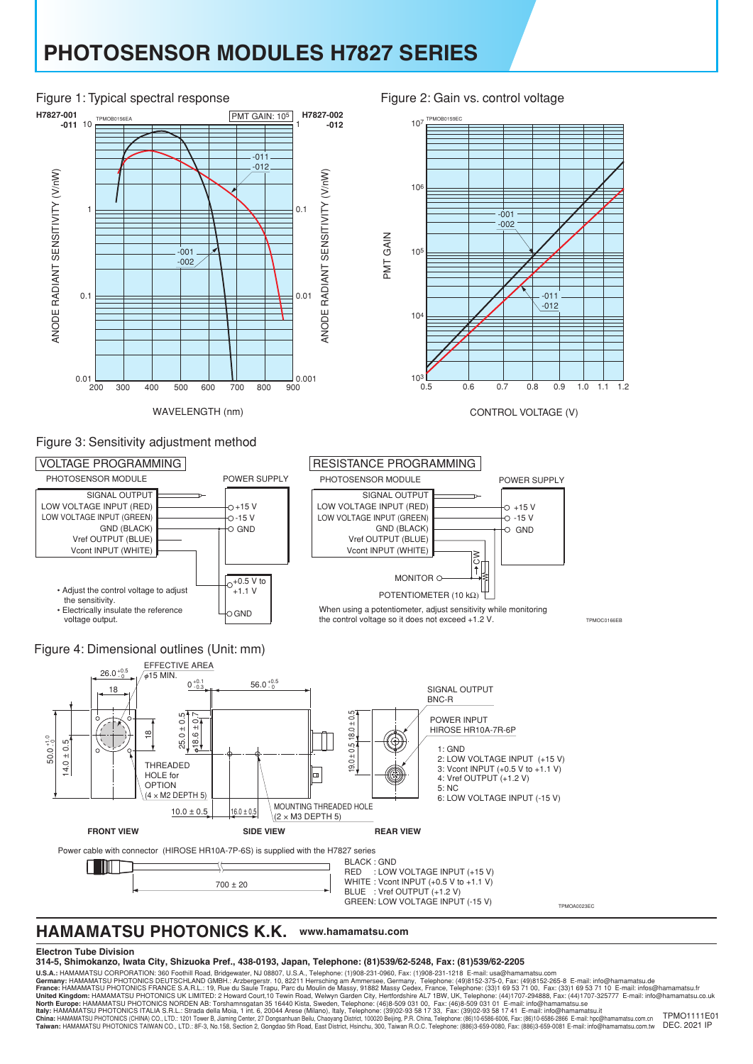# PHOTOSENSOR MODULES H7827 SERIES

## Figure 1: Typical spectral response

H7827-001 -011

TPMOB0156EA

PMT GAIN: $10^5$

H7827-002 -012

ANODE RADIANT SENSITIVITY (V/nW)

10, 1, 0.1, 0.01

1, 0.1, 0.01, 0.001

-011 -012

-001 -002

200 300 400 500 600 700 800 900

WAVELENGTH (nm)

## Figure 2: Gain vs. control voltage

TPMOB0159EC

PMT GAIN

$10^7$, $10^6$, $10^5$, $10^4$, $10^3$

-001 -002

-011 -012

0.5 0.6 0.7 0.8 0.9 1.0 1.1 1.2

CONTROL VOLTAGE (V)

## Figure 3: Sensitivity adjustment method

**VOLTAGE PROGRAMMING**

PHOTOSENSOR MODULE

SIGNAL OUTPUT
LOW VOLTAGE INPUT (RED)
LOW VOLTAGE INPUT (GREEN)
GND (BLACK)
Vref OUTPUT (BLUE)
Vcont INPUT (WHITE)

POWER SUPPLY

+15 V
-15 V
GND

+0.5 V to +1.1 V
GND

- Adjust the control voltage to adjust the sensitivity.
- Electrically insulate the reference voltage output.

**RESISTANCE PROGRAMMING**

PHOTOSENSOR MODULE

SIGNAL OUTPUT
LOW VOLTAGE INPUT (RED)
LOW VOLTAGE INPUT (GREEN)
GND (BLACK)
Vref OUTPUT (BLUE)
Vcont INPUT (WHITE)

POWER SUPPLY

+15 V
-15 V
GND

CW

MONITOR

POTENTIOMETER (10 kΩ)

When using a potentiometer, adjust sensitivity while monitoring the control voltage so it does not exceed +1.2 V.

TPMOC0166EB

## Figure 4: Dimensional outlines (Unit: mm)

EFFECTIVE AREA
φ15 MIN.

$26.0^{+0.5}_{-0}$

18

$0^{+0.1}_{-0.3}$

$56.0^{+0.5}_{-0}$

$50.0^{+1.0}_{-0}$

14.0 ± 0.5

18

25.0 ± 0.5

φ18.6 ± 0.7

THREADED HOLE for OPTION (4 × M2 DEPTH 5)

10.0 ± 0.5

16.0 ± 0.5

MOUNTING THREADED HOLE (2 × M3 DEPTH 5)

19.0 ± 0.5

18.0 ± 0.5

SIGNAL OUTPUT
BNC-R

POWER INPUT
HIROSE HR10A-7R-6P

1: GND
2: LOW VOLTAGE INPUT (+15 V)
3: Vcont INPUT (+0.5 V to +1.1 V)
4: Vref OUTPUT (+1.2 V)
5: NC
6: LOW VOLTAGE INPUT (-15 V)

**FRONT VIEW** **SIDE VIEW** **REAR VIEW**

Power cable with connector (HIROSE HR10A-7P-6S) is supplied with the H7827 series

700 ± 20

BLACK : GND
RED : LOW VOLTAGE INPUT (+15 V)
WHITE : Vcont INPUT (+0.5 V to +1.1 V)
BLUE : Vref OUTPUT (+1.2 V)
GREEN: LOW VOLTAGE INPUT (-15 V)

TPMOA0023EC

# HAMAMATSU PHOTONICS K.K. www.hamamatsu.com

**Electron Tube Division**
**314-5, Shimokanzo, Iwata City, Shizuoka Pref., 438-0193, Japan, Telephone: (81)539/62-5248, Fax: (81)539/62-2205**

**U.S.A.:** HAMAMATSU CORPORATION: 360 Foothill Road, Bridgewater, NJ 08807, U.S.A., Telephone: (1)908-231-0960, Fax: (1)908-231-1218 E-mail: usa@hamamatsu.com
**Germany:** HAMAMATSU PHOTONICS DEUTSCHLAND GMBH.: Arzbergerstr. 10, 82211 Herrsching am Ammersee, Germany, Telephone: (49)8152-375-0, Fax: (49)8152-265-8 E-mail: info@hamamatsu.de
**France:** HAMAMATSU PHOTONICS FRANCE S.A.R.L.: 19, Rue du Saule Trapu, Parc du Moulin de Massy, 91882 Massy Cedex, France, Telephone: (33)1 69 53 71 00, Fax: (33)1 69 53 71 10 E-mail: infos@hamamatsu.fr
**United Kingdom:** HAMAMATSU PHOTONICS UK LIMITED: 2 Howard Court,10 Tewin Road, Welwyn Garden City, Hertfordshire AL7 1BW, UK, Telephone: (44)1707-294888, Fax: (44)1707-325777 E-mail: info@hamamatsu.co.uk
**North Europe:** HAMAMATSU PHOTONICS NORDEN AB: Torshamnsgatan 35 16440 Kista, Sweden, Telephone: (46)8-509 031 00, Fax: (46)8-509 031 01 E-mail: info@hamamatsu.se
**Italy:** HAMAMATSU PHOTONICS ITALIA S.R.L.: Strada della Moia, 1 int. 6, 20044 Arese (Milano), Italy, Telephone: (39)02-93 58 17 33, Fax: (39)02-93 58 17 41 E-mail: info@hamamatsu.it
**China:** HAMAMATSU PHOTONICS (CHINA) CO., LTD.: 1201 Tower B, Jiaming Center, 27 Dongsanhuan Beilu, Chaoyang District, 100020 Beijing, P.R. China, Telephone: (86)10-6586-6006, Fax: (86)10-6586-2866 E-mail: hpc@hamamatsu.com.cn
**Taiwan:** HAMAMATSU PHOTONICS TAIWAN CO., LTD.: 8F-3, No.158, Section 2, Gongdao 5th Road, East District, Hsinchu, 300, Taiwan R.O.C. Telephone: (886)3-659-0080, Fax: (886)3-659-0081 E-mail: info@hamamatsu.com.tw

TPMO1111E01
DEC. 2021 IP